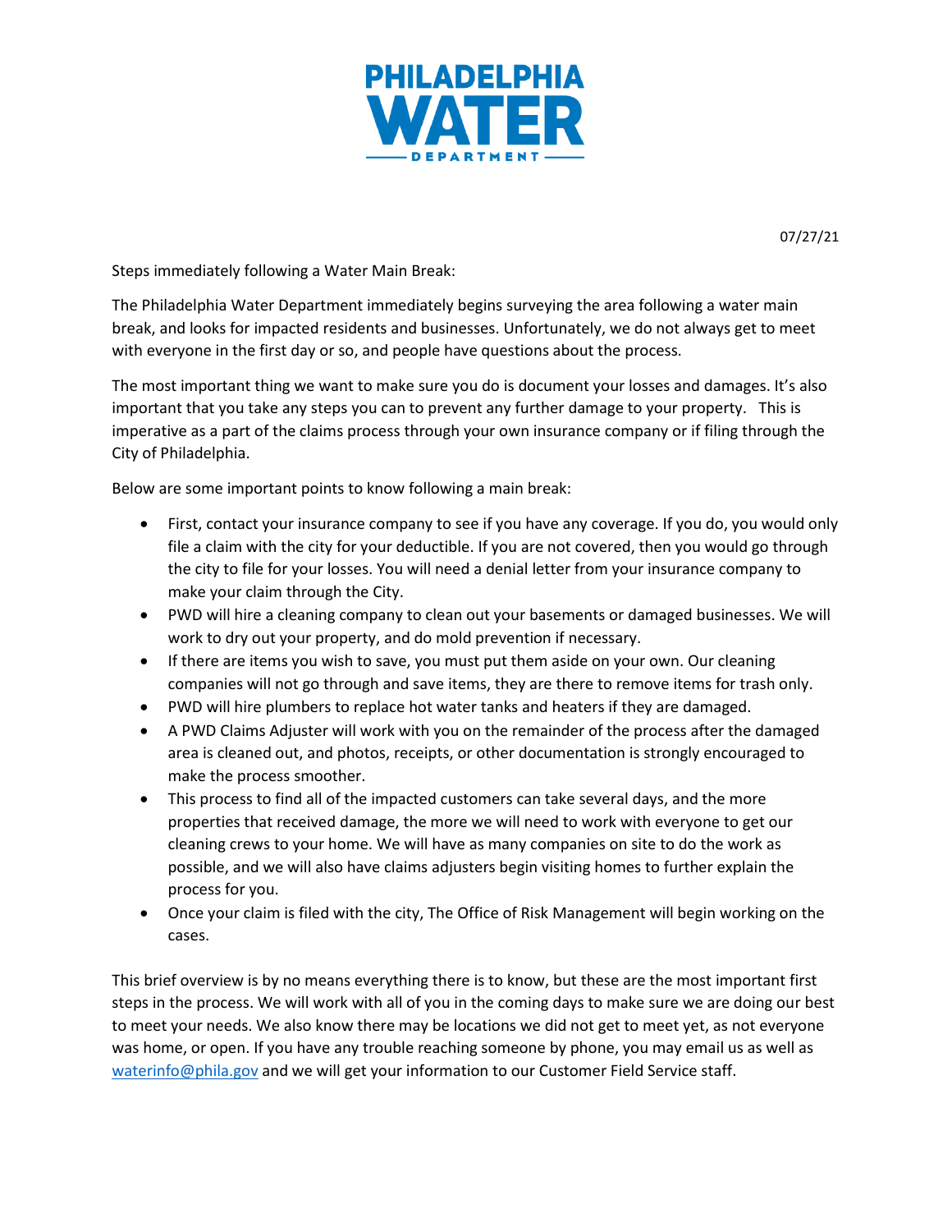# PHILADELPHIA WATER DEPARTMENT

07/27/21

Steps immediately following a Water Main Break:

The Philadelphia Water Department immediately begins surveying the area following a water main break, and looks for impacted residents and businesses. Unfortunately, we do not always get to meet with everyone in the first day or so, and people have questions about the process.

The most important thing we want to make sure you do is document your losses and damages. It's also important that you take any steps you can to prevent any further damage to your property. This is imperative as a part of the claims process through your own insurance company or if filing through the City of Philadelphia.

Below are some important points to know following a main break:

- First, contact your insurance company to see if you have any coverage. If you do, you would only file a claim with the city for your deductible. If you are not covered, then you would go through the city to file for your losses. You will need a denial letter from your insurance company to make your claim through the City.
- PWD will hire a cleaning company to clean out your basements or damaged businesses. We will work to dry out your property, and do mold prevention if necessary.
- If there are items you wish to save, you must put them aside on your own. Our cleaning companies will not go through and save items, they are there to remove items for trash only.
- PWD will hire plumbers to replace hot water tanks and heaters if they are damaged.
- A PWD Claims Adjuster will work with you on the remainder of the process after the damaged area is cleaned out, and photos, receipts, or other documentation is strongly encouraged to make the process smoother.
- This process to find all of the impacted customers can take several days, and the more properties that received damage, the more we will need to work with everyone to get our cleaning crews to your home. We will have as many companies on site to do the work as possible, and we will also have claims adjusters begin visiting homes to further explain the process for you.
- Once your claim is filed with the city, The Office of Risk Management will begin working on the cases.

This brief overview is by no means everything there is to know, but these are the most important first steps in the process. We will work with all of you in the coming days to make sure we are doing our best to meet your needs. We also know there may be locations we did not get to meet yet, as not everyone was home, or open. If you have any trouble reaching someone by phone, you may email us as well as waterinfo@phila.gov and we will get your information to our Customer Field Service staff.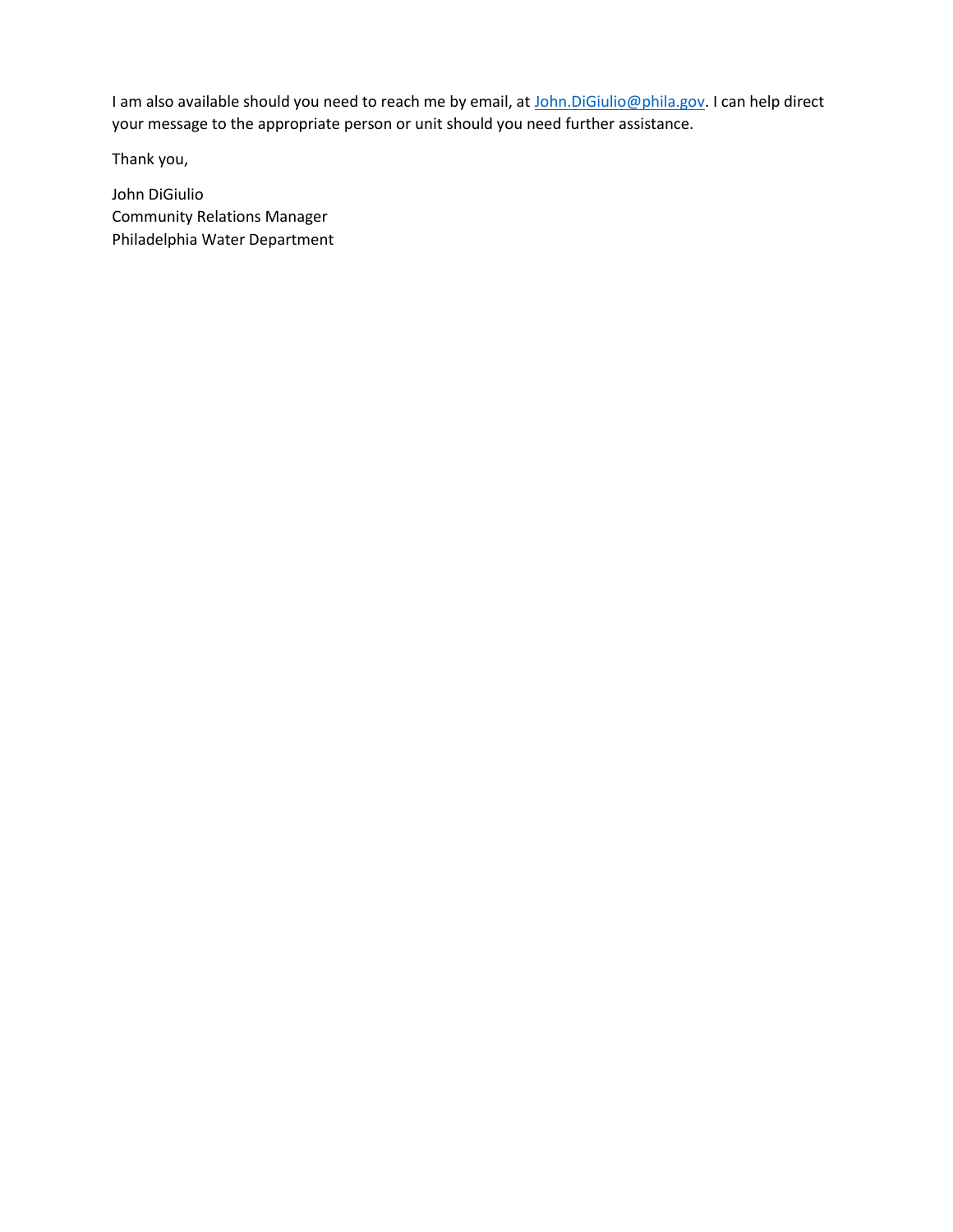I am also available should you need to reach me by email, at [John.DiGiulio@phila.gov](mailto:John.DiGiulio@phila.gov). I can help direct your message to the appropriate person or unit should you need further assistance.

Thank you,

John DiGiulio
Community Relations Manager
Philadelphia Water Department